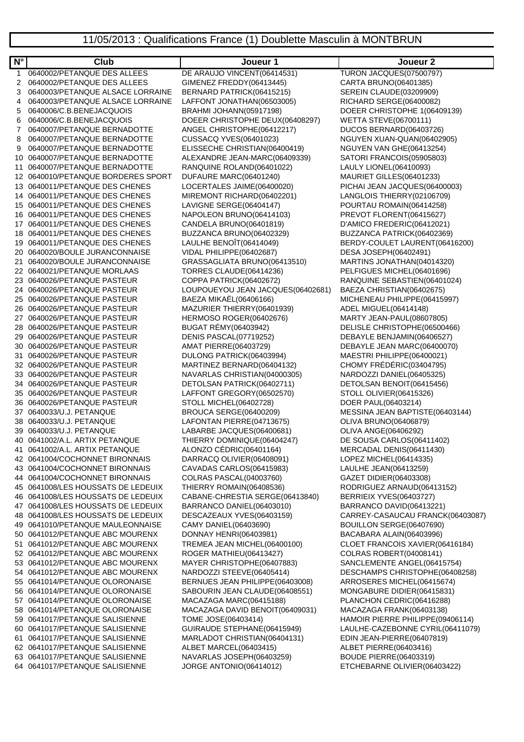# 11/05/2013 : Qualifications France (1) Doublette Masculin à MONTBRUN

| N° | Club | Joueur 1 | Joueur 2 |
|---|---|---|---|
| 1 | 0640002/PETANQUE DES ALLEES | DE ARAUJO VINCENT(06414531) | TURON JACQUES(07500797) |
| 2 | 0640002/PETANQUE DES ALLEES | GIMENEZ FREDDY(06413445) | CARTA BRUNO(06401385) |
| 3 | 0640003/PETANQUE ALSACE LORRAINE | BERNARD PATRICK(06415215) | SEREIN CLAUDE(03209909) |
| 4 | 0640003/PETANQUE ALSACE LORRAINE | LAFFONT JONATHAN(06503005) | RICHARD SERGE(06400082) |
| 5 | 0640006/C.B.BENEJACQUOIS | BRAHMI JOHANN(05917198) | DOEER CHRISTOPHE 1(06409139) |
| 6 | 0640006/C.B.BENEJACQUOIS | DOEER CHRISTOPHE DEUX(06408297) | WETTA STEVE(06700111) |
| 7 | 0640007/PETANQUE BERNADOTTE | ANGEL CHRISTOPHE(06412217) | DUCOS BERNARD(06403726) |
| 8 | 0640007/PETANQUE BERNADOTTE | CUSSACQ YVES(06401023) | NGUYEN XUAN-QUAN(06402905) |
| 9 | 0640007/PETANQUE BERNADOTTE | ELISSECHE CHRISTIAN(06400419) | NGUYEN VAN GHE(06413254) |
| 10 | 0640007/PETANQUE BERNADOTTE | ALEXANDRE JEAN-MARC(06409339) | SATORI FRANCOIS(05905803) |
| 11 | 0640007/PETANQUE BERNADOTTE | RANQUINE ROLAND(06401022) | LAULY LIONEL(06410093) |
| 12 | 0640010/PETANQUE BORDERES SPORT | DUFAURE MARC(06401240) | MAURIET GILLES(06401233) |
| 13 | 0640011/PETANQUE DES CHENES | LOCERTALES JAIME(06400020) | PICHAI JEAN JACQUES(06400003) |
| 14 | 0640011/PETANQUE DES CHENES | MIREMONT RICHARD(06402201) | LANGLOIS THIERRY(02106709) |
| 15 | 0640011/PETANQUE DES CHENES | LAVIGNE SERGE(06404147) | POURTAU ROMAIN(06414258) |
| 16 | 0640011/PETANQUE DES CHENES | NAPOLEON BRUNO(06414103) | PREVOT FLORENT(06415627) |
| 17 | 0640011/PETANQUE DES CHENES | CANDELA BRUNO(06401819) | D'AMICO FREDERIC(06412021) |
| 18 | 0640011/PETANQUE DES CHENES | BUZZANCA BRUNO(06402329) | BUZZANCA PATRICK(06402369) |
| 19 | 0640011/PETANQUE DES CHENES | LAULHE BENOÎT(06414049) | BERDY-COULET LAURENT(06416200) |
| 20 | 0640020/BOULE JURANCONNAISE | VIDAL PHILIPPE(06402687) | DESA JOSEPH(06402491) |
| 21 | 0640020/BOULE JURANCONNAISE | GRASSAGLIATA BRUNO(06413510) | MARTINS JONATHAN(04014320) |
| 22 | 0640021/PETANQUE MORLAAS | TORRES CLAUDE(06414236) | PELFIGUES MICHEL(06401696) |
| 23 | 0640026/PETANQUE PASTEUR | COPPA PATRICK(06402672) | RANQUINE SEBASTIEN(06401024) |
| 24 | 0640026/PETANQUE PASTEUR | LOUPOUEYOU JEAN JACQUES(06402681) | BAEZA CHRISTIAN(06402675) |
| 25 | 0640026/PETANQUE PASTEUR | BAEZA MIKAËL(06406166) | MICHENEAU PHILIPPE(06415997) |
| 26 | 0640026/PETANQUE PASTEUR | MAZURIER THIERRY(06401939) | ADEL MIGUEL(06414148) |
| 27 | 0640026/PETANQUE PASTEUR | HERMOSO ROGER(06402676) | MARTY JEAN-PAUL(08607805) |
| 28 | 0640026/PETANQUE PASTEUR | BUGAT RÉMY(06403942) | DELISLE CHRISTOPHE(06500466) |
| 29 | 0640026/PETANQUE PASTEUR | DENIS PASCAL(07719252) | DEBAYLE BENJAMIN(06406527) |
| 30 | 0640026/PETANQUE PASTEUR | AMAT PIERRE(06403729) | DEBAYLE JEAN MARC(06400070) |
| 31 | 0640026/PETANQUE PASTEUR | DULONG PATRICK(06403994) | MAESTRI PHILIPPE(06400021) |
| 32 | 0640026/PETANQUE PASTEUR | MARTINEZ BERNARD(06404132) | CHOMY FRÉDÉRIC(03404795) |
| 33 | 0640026/PETANQUE PASTEUR | NAVARLAS CHRISTIAN(04000305) | NARDOZZI DANIEL(06405325) |
| 34 | 0640026/PETANQUE PASTEUR | DETOLSAN PATRICK(06402711) | DETOLSAN BENOIT(06415456) |
| 35 | 0640026/PETANQUE PASTEUR | LAFFONT GREGORY(06502570) | STOLL OLIVIER(06415326) |
| 36 | 0640026/PETANQUE PASTEUR | STOLL MICHEL(06402728) | DOER PAUL(06403214) |
| 37 | 0640033/U.J. PETANQUE | BROUCA SERGE(06400209) | MESSINA JEAN BAPTISTE(06403144) |
| 38 | 0640033/U.J. PETANQUE | LAFONTAN PIERRE(04713675) | OLIVA BRUNO(06406879) |
| 39 | 0640033/U.J. PETANQUE | LABARBE JACQUES(06400681) | OLIVA ANGE(06406292) |
| 40 | 0641002/A.L. ARTIX PETANQUE | THIERRY DOMINIQUE(06404247) | DE SOUSA CARLOS(06411402) |
| 41 | 0641002/A.L. ARTIX PETANQUE | ALONZO CÉDRIC(06401164) | MERCADAL DENIS(06411430) |
| 42 | 0641004/COCHONNET BIRONNAIS | DARRACQ OLIVIER(06408091) | LOPEZ MICHEL(06414335) |
| 43 | 0641004/COCHONNET BIRONNAIS | CAVADAS CARLOS(06415983) | LAULHE JEAN(06413259) |
| 44 | 0641004/COCHONNET BIRONNAIS | COLRAS PASCAL(04003760) | GAZET DIDIER(06403308) |
| 45 | 0641008/LES HOUSSATS DE LEDEUIX | THIERRY ROMAIN(06408536) | RODRIGUEZ ARNAUD(06413152) |
| 46 | 0641008/LES HOUSSATS DE LEDEUIX | CABANE-CHRESTIA SERGE(06413840) | BERRIEIX YVES(06403727) |
| 47 | 0641008/LES HOUSSATS DE LEDEUIX | BARRANCO DANIEL(06403010) | BARRANCO DAVID(06413221) |
| 48 | 0641008/LES HOUSSATS DE LEDEUIX | DESCAZEAUX YVES(06403159) | CARREY-CASAUCAU FRANCK(06403087) |
| 49 | 0641010/PETANQUE MAULEONNAISE | CAMY DANIEL(06403690) | BOUILLON SERGE(06407690) |
| 50 | 0641012/PETANQUE ABC MOURENX | DONNAY HENRI(06403981) | BACABARA ALAIN(06403996) |
| 51 | 0641012/PETANQUE ABC MOURENX | TREMEA JEAN MICHEL(06400100) | CLOET FRANCOIS XAVIER(06416184) |
| 52 | 0641012/PETANQUE ABC MOURENX | ROGER MATHIEU(06413427) | COLRAS ROBERT(04008141) |
| 53 | 0641012/PETANQUE ABC MOURENX | MAYER CHRISTOPHE(06407883) | SANCLEMENTE ANGEL(06415754) |
| 54 | 0641012/PETANQUE ABC MOURENX | NARDOZZI STEEVE(06405414) | DESCHAMPS CHRISTOPHE(06408258) |
| 55 | 0641014/PETANQUE OLORONAISE | BERNUES JEAN PHILIPPE(06403008) | ARROSERES MICHEL(06415674) |
| 56 | 0641014/PETANQUE OLORONAISE | SABOURIN JEAN CLAUDE(06408551) | MONGABURE DIDIER(06415831) |
| 57 | 0641014/PETANQUE OLORONAISE | MACAZAGA MARC(06415188) | PLANCHON CEDRIC(06416288) |
| 58 | 0641014/PETANQUE OLORONAISE | MACAZAGA DAVID BENOIT(06409031) | MACAZAGA FRANK(06403138) |
| 59 | 0641017/PETANQUE SALISIENNE | TOME JOSE(06403414) | HAMOIR PIERRE PHILIPPE(09406114) |
| 60 | 0641017/PETANQUE SALISIENNE | GUIRAUDE STEPHANE(06415949) | LAULHE-CAZEBONNE CYRIL(06411079) |
| 61 | 0641017/PETANQUE SALISIENNE | MARLADOT CHRISTIAN(06404131) | EDIN JEAN-PIERRE(06407819) |
| 62 | 0641017/PETANQUE SALISIENNE | ALBET MARCEL(06403415) | ALBET PIERRE(06403416) |
| 63 | 0641017/PETANQUE SALISIENNE | NAVARLAS JOSEPH(06403259) | BOUDE PIERRE(06403319) |
| 64 | 0641017/PETANQUE SALISIENNE | JORGE ANTONIO(06414012) | ETCHEBARNE OLIVIER(06403422) |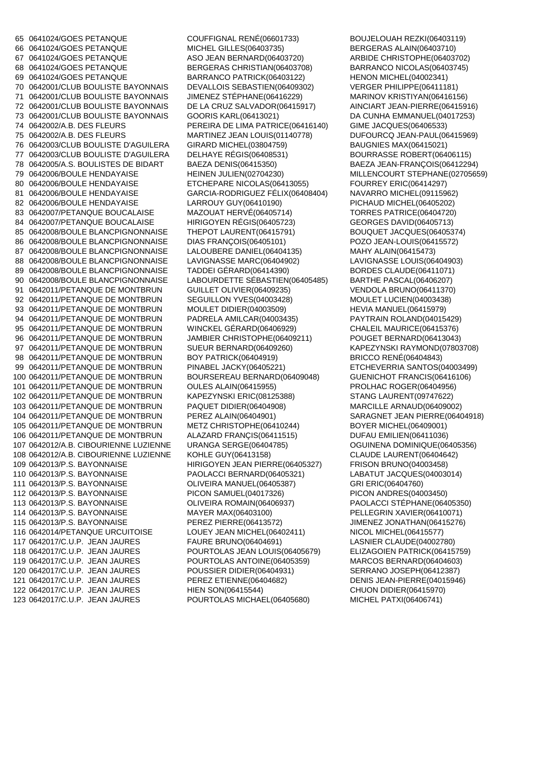| | | | |
|---|---|---|---|
| 65 | 0641024/GOES PETANQUE | COUFFIGNAL RENÉ(06601733) | BOUJELOUAH REZKI(06403119) |
| 66 | 0641024/GOES PETANQUE | MICHEL GILLES(06403735) | BERGERAS ALAIN(06403710) |
| 67 | 0641024/GOES PETANQUE | ASO JEAN BERNARD(06403720) | ARBIDE CHRISTOPHE(06403702) |
| 68 | 0641024/GOES PETANQUE | BERGERAS CHRISTIAN(06403708) | BARRANCO NICOLAS(06403745) |
| 69 | 0641024/GOES PETANQUE | BARRANCO PATRICK(06403122) | HENON MICHEL(04002341) |
| 70 | 0642001/CLUB BOULISTE BAYONNAIS | DEVALLOIS SEBASTIEN(06409302) | VERGER PHILIPPE(06411181) |
| 71 | 0642001/CLUB BOULISTE BAYONNAIS | JIMENEZ STÉPHANE(06416229) | MARINOV KRISTIYAN(06416156) |
| 72 | 0642001/CLUB BOULISTE BAYONNAIS | DE LA CRUZ SALVADOR(06415917) | AINCIART JEAN-PIERRE(06415916) |
| 73 | 0642001/CLUB BOULISTE BAYONNAIS | GOORIS KARL(06413021) | DA CUNHA EMMANUEL(04017253) |
| 74 | 0642002/A.B. DES FLEURS | PEREIRA DE LIMA PATRICE(06416140) | GIME JACQUES(06406533) |
| 75 | 0642002/A.B. DES FLEURS | MARTINEZ JEAN LOUIS(01140778) | DUFOURCQ JEAN-PAUL(06415969) |
| 76 | 0642003/CLUB BOULISTE D'AGUILERA | GIRARD MICHEL(03804759) | BAUGNIES MAX(06415021) |
| 77 | 0642003/CLUB BOULISTE D'AGUILERA | DELHAYE RÉGIS(06408531) | BOURRASSE ROBERT(06406115) |
| 78 | 0642005/A.S. BOULISTES DE BIDART | BAEZA DENIS(06415350) | BAEZA JEAN-FRANÇOIS(06412294) |
| 79 | 0642006/BOULE HENDAYAISE | HEINEN JULIEN(02704230) | MILLENCOURT STEPHANE(02705659) |
| 80 | 0642006/BOULE HENDAYAISE | ETCHEPARE NICOLAS(06413055) | FOURREY ERIC(06414297) |
| 81 | 0642006/BOULE HENDAYAISE | GARCIA-RODRIGUEZ FÉLIX(06408404) | NAVARRO MICHEL(09115962) |
| 82 | 0642006/BOULE HENDAYAISE | LARROUY GUY(06410190) | PICHAUD MICHEL(06405202) |
| 83 | 0642007/PETANQUE BOUCALAISE | MAZOUAT HERVÉ(06405714) | TORRES PATRICE(06404720) |
| 84 | 0642007/PETANQUE BOUCALAISE | HIRIGOYEN RÉGIS(06405723) | GEORGES DAVID(06405713) |
| 85 | 0642008/BOULE BLANCPIGNONNAISE | THEPOT LAURENT(06415791) | BOUQUET JACQUES(06405374) |
| 86 | 0642008/BOULE BLANCPIGNONNAISE | DIAS FRANÇOIS(06405101) | POZO JEAN-LOUIS(06415572) |
| 87 | 0642008/BOULE BLANCPIGNONNAISE | LALOUBERE DANIEL(06404135) | MAHY ALAIN(06415473) |
| 88 | 0642008/BOULE BLANCPIGNONNAISE | LAVIGNASSE MARC(06404902) | LAVIGNASSE LOUIS(06404903) |
| 89 | 0642008/BOULE BLANCPIGNONNAISE | TADDEI GÉRARD(06414390) | BORDES CLAUDE(06411071) |
| 90 | 0642008/BOULE BLANCPIGNONNAISE | LABOURDETTE SÉBASTIEN(06405485) | BARTHE PASCAL(06406207) |
| 91 | 0642011/PETANQUE DE MONTBRUN | GUILLET OLIVIER(06409235) | VENDOLA BRUNO(06411370) |
| 92 | 0642011/PETANQUE DE MONTBRUN | SEGUILLON YVES(04003428) | MOULET LUCIEN(04003438) |
| 93 | 0642011/PETANQUE DE MONTBRUN | MOULET DIDIER(04003509) | HEVIA MANUEL(06415979) |
| 94 | 0642011/PETANQUE DE MONTBRUN | PADRELA AMILCAR(04003435) | PAYTRAIN ROLAND(04015429) |
| 95 | 0642011/PETANQUE DE MONTBRUN | WINCKEL GÉRARD(06406929) | CHALEIL MAURICE(06415376) |
| 96 | 0642011/PETANQUE DE MONTBRUN | JAMBIER CHRISTOPHE(06409211) | POUGET BERNARD(06413043) |
| 97 | 0642011/PETANQUE DE MONTBRUN | SUEUR BERNARD(06409260) | KAPEZYNSKI RAYMOND(07803708) |
| 98 | 0642011/PETANQUE DE MONTBRUN | BOY PATRICK(06404919) | BRICCO RENÉ(06404843) |
| 99 | 0642011/PETANQUE DE MONTBRUN | PINABEL JACKY(06405221) | ETCHEVERRIA SANTOS(04003499) |
| 100 | 0642011/PETANQUE DE MONTBRUN | BOURSEREAU BERNARD(06409048) | GUENICHOT FRANCIS(06416106) |
| 101 | 0642011/PETANQUE DE MONTBRUN | OULES ALAIN(06415955) | PROLHAC ROGER(06404956) |
| 102 | 0642011/PETANQUE DE MONTBRUN | KAPEZYNSKI ERIC(08125388) | STANG LAURENT(09747622) |
| 103 | 0642011/PETANQUE DE MONTBRUN | PAQUET DIDIER(06404908) | MARCILLE ARNAUD(06409002) |
| 104 | 0642011/PETANQUE DE MONTBRUN | PEREZ ALAIN(06404901) | SARAGNET JEAN PIERRE(06404918) |
| 105 | 0642011/PETANQUE DE MONTBRUN | METZ CHRISTOPHE(06410244) | BOYER MICHEL(06409001) |
| 106 | 0642011/PETANQUE DE MONTBRUN | ALAZARD FRANÇIS(06411515) | DUFAU EMILIEN(06411036) |
| 107 | 0642012/A.B. CIBOURIENNE LUZIENNE | URANGA SERGE(06404785) | OGUINENA DOMINIQUE(06405356) |
| 108 | 0642012/A.B. CIBOURIENNE LUZIENNE | KOHLE GUY(06413158) | CLAUDE LAURENT(06404642) |
| 109 | 0642013/P.S. BAYONNAISE | HIRIGOYEN JEAN PIERRE(06405327) | FRISON BRUNO(04003458) |
| 110 | 0642013/P.S. BAYONNAISE | PAOLACCI BERNARD(06405321) | LABATUT JACQUES(04003014) |
| 111 | 0642013/P.S. BAYONNAISE | OLIVEIRA MANUEL(06405387) | GRI ERIC(06404760) |
| 112 | 0642013/P.S. BAYONNAISE | PICON SAMUEL(04017326) | PICON ANDRES(04003450) |
| 113 | 0642013/P.S. BAYONNAISE | OLIVEIRA ROMAIN(06406937) | PAOLACCI STÉPHANE(06405350) |
| 114 | 0642013/P.S. BAYONNAISE | MAYER MAX(06403100) | PELLEGRIN XAVIER(06410071) |
| 115 | 0642013/P.S. BAYONNAISE | PEREZ PIERRE(06413572) | JIMENEZ JONATHAN(06415276) |
| 116 | 0642014/PETANQUE URCUITOISE | LOUEY JEAN MICHEL(06402411) | NICOL MICHEL(06415577) |
| 117 | 0642017/C.U.P. JEAN JAURES | FAURE BRUNO(06404691) | LASNIER CLAUDE(04002780) |
| 118 | 0642017/C.U.P. JEAN JAURES | POURTOLAS JEAN LOUIS(06405679) | ELIZAGOIEN PATRICK(06415759) |
| 119 | 0642017/C.U.P. JEAN JAURES | POURTOLAS ANTOINE(06405359) | MARCOS BERNARD(06404603) |
| 120 | 0642017/C.U.P. JEAN JAURES | POUSSIER DIDIER(06404931) | SERRANO JOSEPH(06412387) |
| 121 | 0642017/C.U.P. JEAN JAURES | PEREZ ETIENNE(06404682) | DENIS JEAN-PIERRE(04015946) |
| 122 | 0642017/C.U.P. JEAN JAURES | HIEN SON(06415544) | CHUON DIDIER(06415970) |
| 123 | 0642017/C.U.P. JEAN JAURES | POURTOLAS MICHAEL(06405680) | MICHEL PATXI(06406741) |